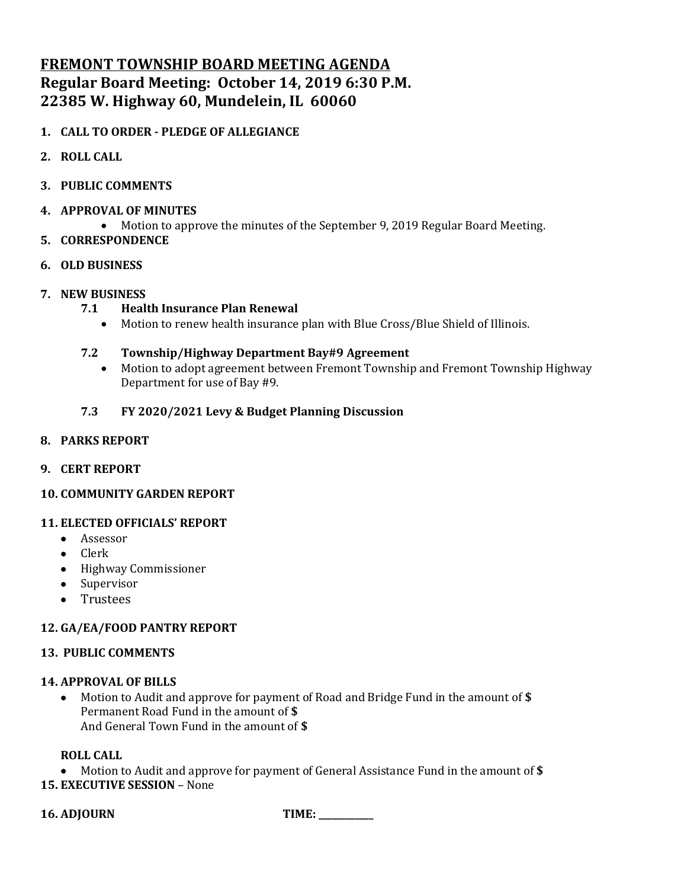# FREMONT TOWNSHIP BOARD MEETING AGENDA

## Regular Board Meeting: October 14, 2019 6:30 P.M.

## 22385 W. Highway 60, Mundelein, IL 60060

1. **CALL TO ORDER - PLEDGE OF ALLEGIANCE**
2. **ROLL CALL**
3. **PUBLIC COMMENTS**
4. **APPROVAL OF MINUTES**
   - Motion to approve the minutes of the September 9, 2019 Regular Board Meeting.
5. **CORRESPONDENCE**
6. **OLD BUSINESS**
7. **NEW BUSINESS**

   **7.1 Health Insurance Plan Renewal**
   - Motion to renew health insurance plan with Blue Cross/Blue Shield of Illinois.

   **7.2 Township/Highway Department Bay#9 Agreement**
   - Motion to adopt agreement between Fremont Township and Fremont Township Highway Department for use of Bay #9.

   **7.3 FY 2020/2021 Levy & Budget Planning Discussion**

8. **PARKS REPORT**
9. **CERT REPORT**
10. **COMMUNITY GARDEN REPORT**
11. **ELECTED OFFICIALS' REPORT**
    - Assessor
    - Clerk
    - Highway Commissioner
    - Supervisor
    - Trustees
12. **GA/EA/FOOD PANTRY REPORT**
13. **PUBLIC COMMENTS**
14. **APPROVAL OF BILLS**
    - Motion to Audit and approve for payment of Road and Bridge Fund in the amount of **$**
      Permanent Road Fund in the amount of **$**
      And General Town Fund in the amount of **$**

    **ROLL CALL**
    - Motion to Audit and approve for payment of General Assistance Fund in the amount of **$**
15. **EXECUTIVE SESSION** – None
16. **ADJOURN** **TIME: \_\_\_\_\_\_\_\_\_\_\_\_**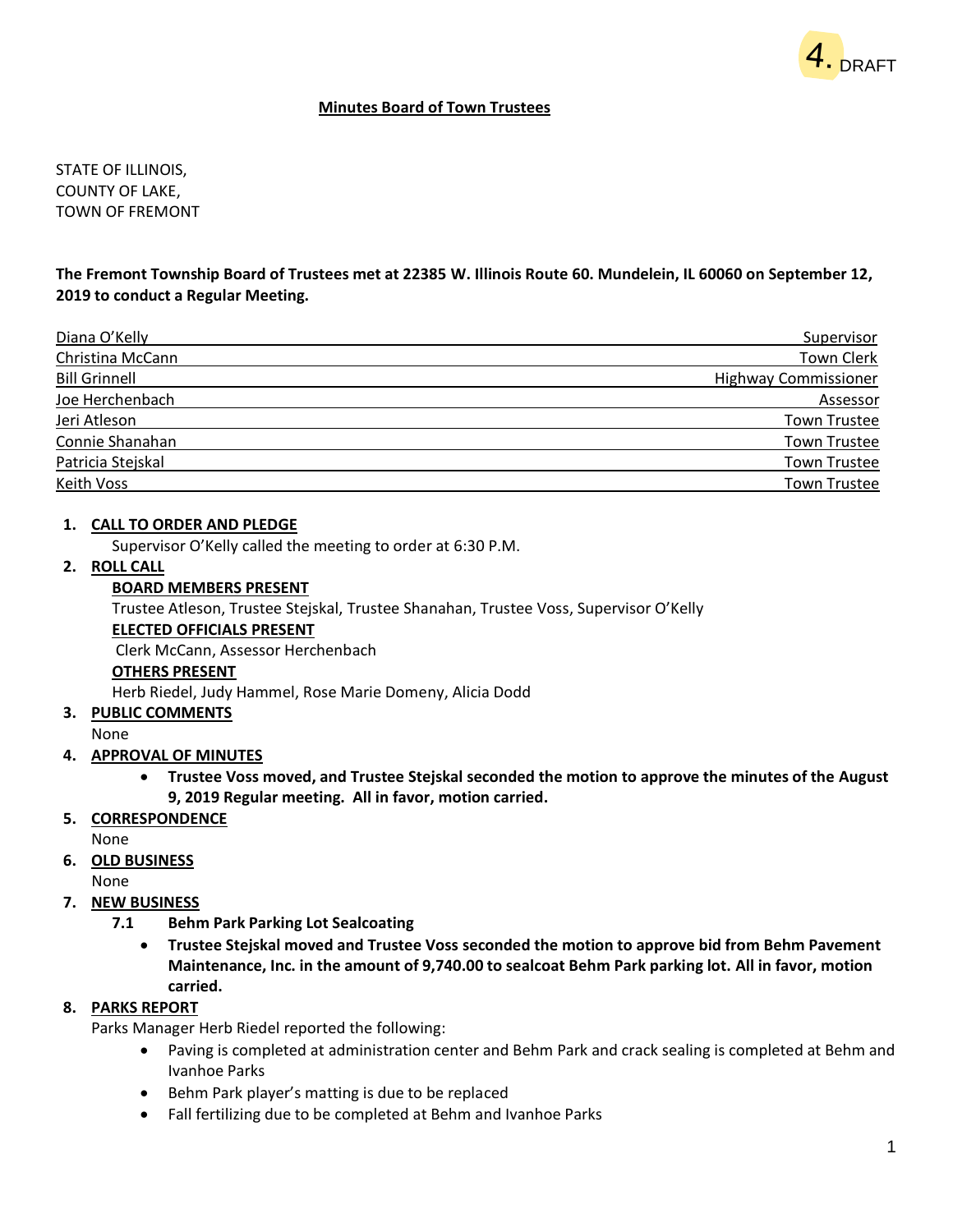4. DRAFT

**Minutes Board of Town Trustees**

STATE OF ILLINOIS,
COUNTY OF LAKE,
TOWN OF FREMONT

**The Fremont Township Board of Trustees met at 22385 W. Illinois Route 60. Mundelein, IL 60060 on September 12, 2019 to conduct a Regular Meeting.**

| Name | Title |
|---|---|
| Diana O'Kelly | Supervisor |
| Christina McCann | Town Clerk |
| Bill Grinnell | Highway Commissioner |
| Joe Herchenbach | Assessor |
| Jeri Atleson | Town Trustee |
| Connie Shanahan | Town Trustee |
| Patricia Stejskal | Town Trustee |
| Keith Voss | Town Trustee |

1. **CALL TO ORDER AND PLEDGE**

   Supervisor O'Kelly called the meeting to order at 6:30 P.M.

2. **ROLL CALL**

   **BOARD MEMBERS PRESENT**

   Trustee Atleson, Trustee Stejskal, Trustee Shanahan, Trustee Voss, Supervisor O'Kelly

   **ELECTED OFFICIALS PRESENT**

   Clerk McCann, Assessor Herchenbach

   **OTHERS PRESENT**

   Herb Riedel, Judy Hammel, Rose Marie Domeny, Alicia Dodd

3. **PUBLIC COMMENTS**

   None

4. **APPROVAL OF MINUTES**

   - **Trustee Voss moved, and Trustee Stejskal seconded the motion to approve the minutes of the August 9, 2019 Regular meeting. All in favor, motion carried.**

5. **CORRESPONDENCE**

   None

6. **OLD BUSINESS**

   None

7. **NEW BUSINESS**

   **7.1 Behm Park Parking Lot Sealcoating**

   - **Trustee Stejskal moved and Trustee Voss seconded the motion to approve bid from Behm Pavement Maintenance, Inc. in the amount of 9,740.00 to sealcoat Behm Park parking lot. All in favor, motion carried.**

8. **PARKS REPORT**

   Parks Manager Herb Riedel reported the following:

   - Paving is completed at administration center and Behm Park and crack sealing is completed at Behm and Ivanhoe Parks
   - Behm Park player's matting is due to be replaced
   - Fall fertilizing due to be completed at Behm and Ivanhoe Parks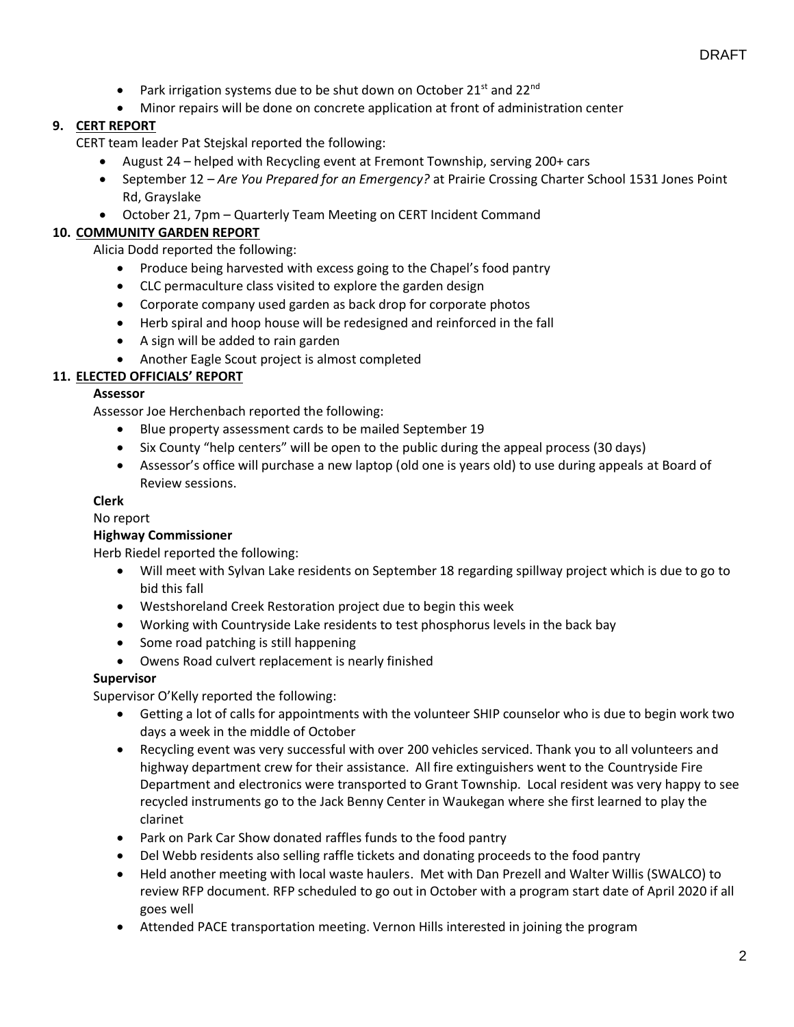DRAFT

- Park irrigation systems due to be shut down on October 21st and 22nd
- Minor repairs will be done on concrete application at front of administration center

**9. CERT REPORT**

CERT team leader Pat Stejskal reported the following:

- August 24 – helped with Recycling event at Fremont Township, serving 200+ cars
- September 12 – *Are You Prepared for an Emergency?* at Prairie Crossing Charter School 1531 Jones Point Rd, Grayslake
- October 21, 7pm – Quarterly Team Meeting on CERT Incident Command

**10. COMMUNITY GARDEN REPORT**

Alicia Dodd reported the following:

- Produce being harvested with excess going to the Chapel's food pantry
- CLC permaculture class visited to explore the garden design
- Corporate company used garden as back drop for corporate photos
- Herb spiral and hoop house will be redesigned and reinforced in the fall
- A sign will be added to rain garden
- Another Eagle Scout project is almost completed

**11. ELECTED OFFICIALS' REPORT**

**Assessor**

Assessor Joe Herchenbach reported the following:

- Blue property assessment cards to be mailed September 19
- Six County "help centers" will be open to the public during the appeal process (30 days)
- Assessor's office will purchase a new laptop (old one is years old) to use during appeals at Board of Review sessions.

**Clerk**

No report

**Highway Commissioner**

Herb Riedel reported the following:

- Will meet with Sylvan Lake residents on September 18 regarding spillway project which is due to go to bid this fall
- Westshoreland Creek Restoration project due to begin this week
- Working with Countryside Lake residents to test phosphorus levels in the back bay
- Some road patching is still happening
- Owens Road culvert replacement is nearly finished

**Supervisor**

Supervisor O'Kelly reported the following:

- Getting a lot of calls for appointments with the volunteer SHIP counselor who is due to begin work two days a week in the middle of October
- Recycling event was very successful with over 200 vehicles serviced. Thank you to all volunteers and highway department crew for their assistance. All fire extinguishers went to the Countryside Fire Department and electronics were transported to Grant Township. Local resident was very happy to see recycled instruments go to the Jack Benny Center in Waukegan where she first learned to play the clarinet
- Park on Park Car Show donated raffles funds to the food pantry
- Del Webb residents also selling raffle tickets and donating proceeds to the food pantry
- Held another meeting with local waste haulers. Met with Dan Prezell and Walter Willis (SWALCO) to review RFP document. RFP scheduled to go out in October with a program start date of April 2020 if all goes well
- Attended PACE transportation meeting. Vernon Hills interested in joining the program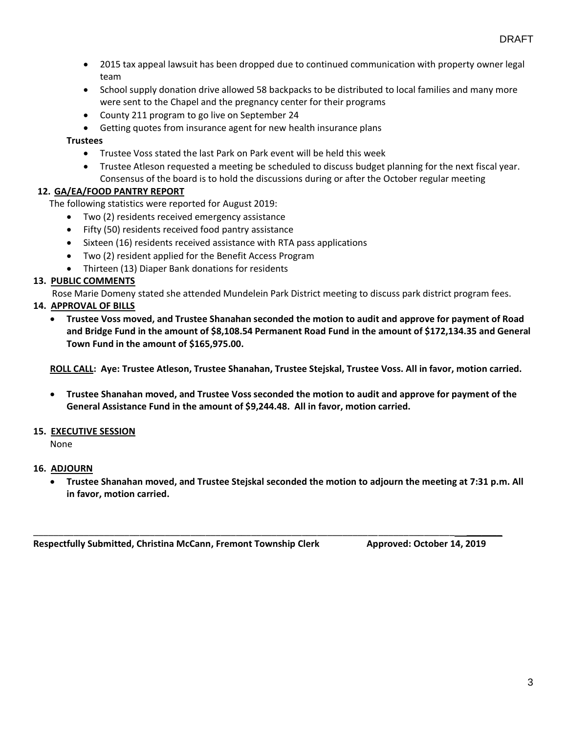- 2015 tax appeal lawsuit has been dropped due to continued communication with property owner legal team
- School supply donation drive allowed 58 backpacks to be distributed to local families and many more were sent to the Chapel and the pregnancy center for their programs
- County 211 program to go live on September 24
- Getting quotes from insurance agent for new health insurance plans

**Trustees**

- Trustee Voss stated the last Park on Park event will be held this week
- Trustee Atleson requested a meeting be scheduled to discuss budget planning for the next fiscal year. Consensus of the board is to hold the discussions during or after the October regular meeting

**12. GA/EA/FOOD PANTRY REPORT**

The following statistics were reported for August 2019:

- Two (2) residents received emergency assistance
- Fifty (50) residents received food pantry assistance
- Sixteen (16) residents received assistance with RTA pass applications
- Two (2) resident applied for the Benefit Access Program
- Thirteen (13) Diaper Bank donations for residents

**13. PUBLIC COMMENTS**

Rose Marie Domeny stated she attended Mundelein Park District meeting to discuss park district program fees.

**14. APPROVAL OF BILLS**

- **Trustee Voss moved, and Trustee Shanahan seconded the motion to audit and approve for payment of Road and Bridge Fund in the amount of $8,108.54 Permanent Road Fund in the amount of $172,134.35 and General Town Fund in the amount of $165,975.00.**

**ROLL CALL: Aye: Trustee Atleson, Trustee Shanahan, Trustee Stejskal, Trustee Voss. All in favor, motion carried.**

- **Trustee Shanahan moved, and Trustee Voss seconded the motion to audit and approve for payment of the General Assistance Fund in the amount of $9,244.48. All in favor, motion carried.**

**15. EXECUTIVE SESSION**

None

**16. ADJOURN**

- **Trustee Shanahan moved, and Trustee Stejskal seconded the motion to adjourn the meeting at 7:31 p.m. All in favor, motion carried.**

---

**Respectfully Submitted, Christina McCann, Fremont Township Clerk** **Approved: October 14, 2019**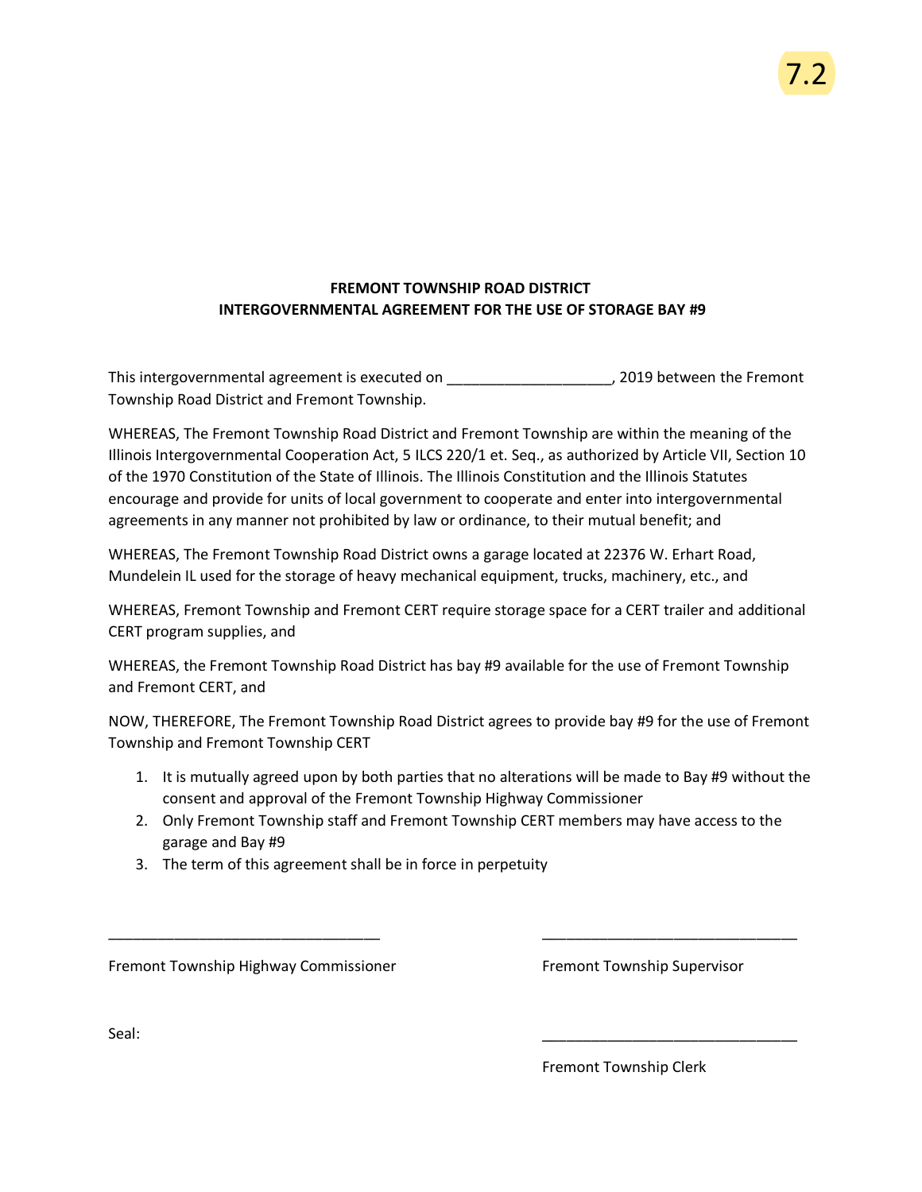7.2

**FREMONT TOWNSHIP ROAD DISTRICT**
**INTERGOVERNMENTAL AGREEMENT FOR THE USE OF STORAGE BAY #9**

This intergovernmental agreement is executed on ___________________, 2019 between the Fremont Township Road District and Fremont Township.

WHEREAS, The Fremont Township Road District and Fremont Township are within the meaning of the Illinois Intergovernmental Cooperation Act, 5 ILCS 220/1 et. Seq., as authorized by Article VII, Section 10 of the 1970 Constitution of the State of Illinois. The Illinois Constitution and the Illinois Statutes encourage and provide for units of local government to cooperate and enter into intergovernmental agreements in any manner not prohibited by law or ordinance, to their mutual benefit; and

WHEREAS, The Fremont Township Road District owns a garage located at 22376 W. Erhart Road, Mundelein IL used for the storage of heavy mechanical equipment, trucks, machinery, etc., and

WHEREAS, Fremont Township and Fremont CERT require storage space for a CERT trailer and additional CERT program supplies, and

WHEREAS, the Fremont Township Road District has bay #9 available for the use of Fremont Township and Fremont CERT, and

NOW, THEREFORE, The Fremont Township Road District agrees to provide bay #9 for the use of Fremont Township and Fremont Township CERT

1. It is mutually agreed upon by both parties that no alterations will be made to Bay #9 without the consent and approval of the Fremont Township Highway Commissioner
2. Only Fremont Township staff and Fremont Township CERT members may have access to the garage and Bay #9
3. The term of this agreement shall be in force in perpetuity

_______________________________
Fremont Township Highway Commissioner

_______________________________
Fremont Township Supervisor

Seal:

_______________________________
Fremont Township Clerk